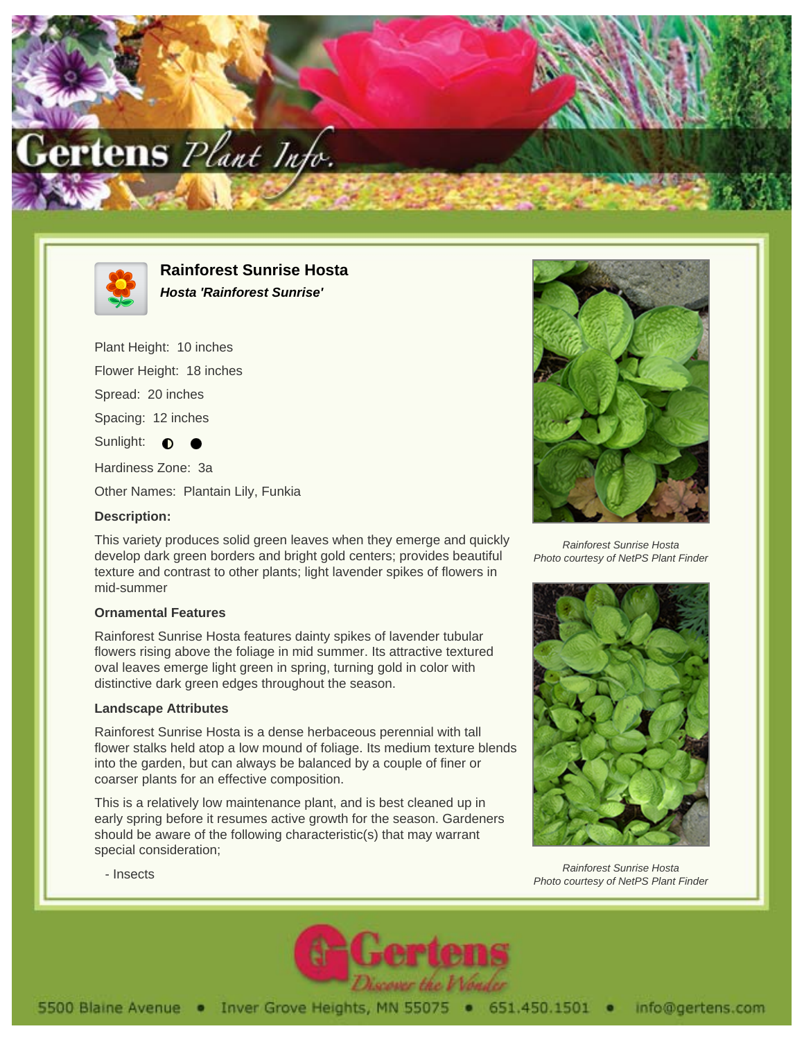# Rainforest Sunrise Hosta

***Hosta 'Rainforest Sunrise'***

Plant Height: 10 inches

Flower Height: 18 inches

Spread: 20 inches

Spacing: 12 inches

Sunlight: ◐ ●

Hardiness Zone: 3a

Other Names: Plantain Lily, Funkia

**Description:**

This variety produces solid green leaves when they emerge and quickly develop dark green borders and bright gold centers; provides beautiful texture and contrast to other plants; light lavender spikes of flowers in mid-summer

### Ornamental Features

Rainforest Sunrise Hosta features dainty spikes of lavender tubular flowers rising above the foliage in mid summer. Its attractive textured oval leaves emerge light green in spring, turning gold in color with distinctive dark green edges throughout the season.

### Landscape Attributes

Rainforest Sunrise Hosta is a dense herbaceous perennial with tall flower stalks held atop a low mound of foliage. Its medium texture blends into the garden, but can always be balanced by a couple of finer or coarser plants for an effective composition.

This is a relatively low maintenance plant, and is best cleaned up in early spring before it resumes active growth for the season. Gardeners should be aware of the following characteristic(s) that may warrant special consideration;

- Insects

*Rainforest Sunrise Hosta*
*Photo courtesy of NetPS Plant Finder*

*Rainforest Sunrise Hosta*
*Photo courtesy of NetPS Plant Finder*

5500 Blaine Avenue • Inver Grove Heights, MN 55075 • 651.450.1501 • info@gertens.com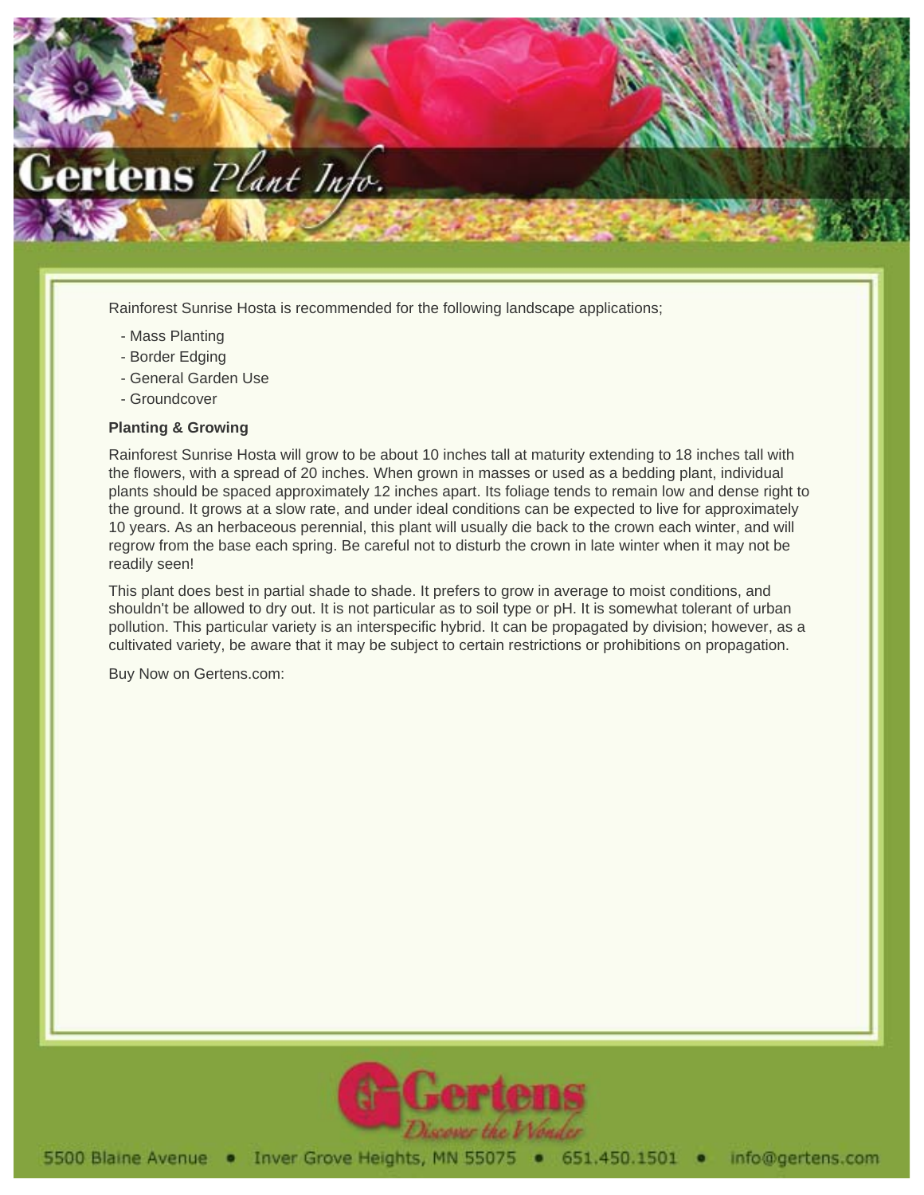Rainforest Sunrise Hosta is recommended for the following landscape applications;

- Mass Planting
- Border Edging
- General Garden Use
- Groundcover

**Planting & Growing**

Rainforest Sunrise Hosta will grow to be about 10 inches tall at maturity extending to 18 inches tall with the flowers, with a spread of 20 inches. When grown in masses or used as a bedding plant, individual plants should be spaced approximately 12 inches apart. Its foliage tends to remain low and dense right to the ground. It grows at a slow rate, and under ideal conditions can be expected to live for approximately 10 years. As an herbaceous perennial, this plant will usually die back to the crown each winter, and will regrow from the base each spring. Be careful not to disturb the crown in late winter when it may not be readily seen!

This plant does best in partial shade to shade. It prefers to grow in average to moist conditions, and shouldn't be allowed to dry out. It is not particular as to soil type or pH. It is somewhat tolerant of urban pollution. This particular variety is an interspecific hybrid. It can be propagated by division; however, as a cultivated variety, be aware that it may be subject to certain restrictions or prohibitions on propagation.

Buy Now on Gertens.com:

5500 Blaine Avenue • Inver Grove Heights, MN 55075 • 651.450.1501 • info@gertens.com